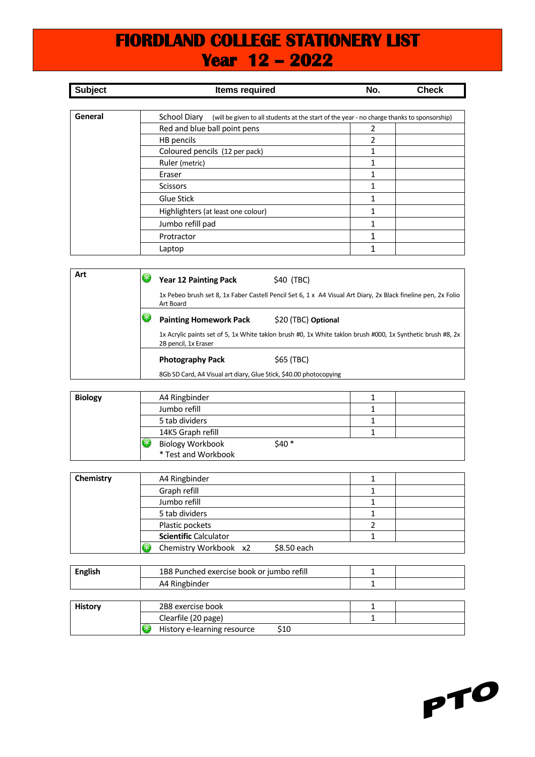# FIORDLAND COLLEGE STATIONERY LIST
# Year 12 – 2022

| Subject | Items required | No. | Check |
|---|---|---|---|
| **General** | School Diary (will be given to all students at the start of the year - no charge thanks to sponsorship) | | |
| | Red and blue ball point pens | 2 | |
| | HB pencils | 2 | |
| | Coloured pencils (12 per pack) | 1 | |
| | Ruler (metric) | 1 | |
| | Eraser | 1 | |
| | Scissors | 1 | |
| | Glue Stick | 1 | |
| | Highlighters (at least one colour) | 1 | |
| | Jumbo refill pad | 1 | |
| | Protractor | 1 | |
| | Laptop | 1 | |
| **Art** | **Year 12 Painting Pack** $40 (TBC)<br>1x Pebeo brush set 8, 1x Faber Castell Pencil Set 6, 1 x A4 Visual Art Diary, 2x Black fineline pen, 2x Folio Art Board | | |
| | **Painting Homework Pack** $20 (TBC) **Optional**<br>1x Acrylic paints set of 5, 1x White taklon brush #0, 1x White taklon brush #000, 1x Synthetic brush #8, 2x 2B pencil, 1x Eraser | | |
| | **Photography Pack** $65 (TBC)<br>8Gb SD Card, A4 Visual art diary, Glue Stick, $40.00 photocopying | | |
| **Biology** | A4 Ringbinder | 1 | |
| | Jumbo refill | 1 | |
| | 5 tab dividers | 1 | |
| | 14K5 Graph refill | 1 | |
| | Biology Workbook $40 *<br>* Test and Workbook | | |
| **Chemistry** | A4 Ringbinder | 1 | |
| | Graph refill | 1 | |
| | Jumbo refill | 1 | |
| | 5 tab dividers | 1 | |
| | Plastic pockets | 2 | |
| | **Scientific** Calculator | 1 | |
| | Chemistry Workbook x2 $8.50 each | | |
| **English** | 1B8 Punched exercise book or jumbo refill | 1 | |
| | A4 Ringbinder | 1 | |
| **History** | 2B8 exercise book | 1 | |
| | Clearfile (20 page) | 1 | |
| | History e-learning resource $10 | | |

**PTO**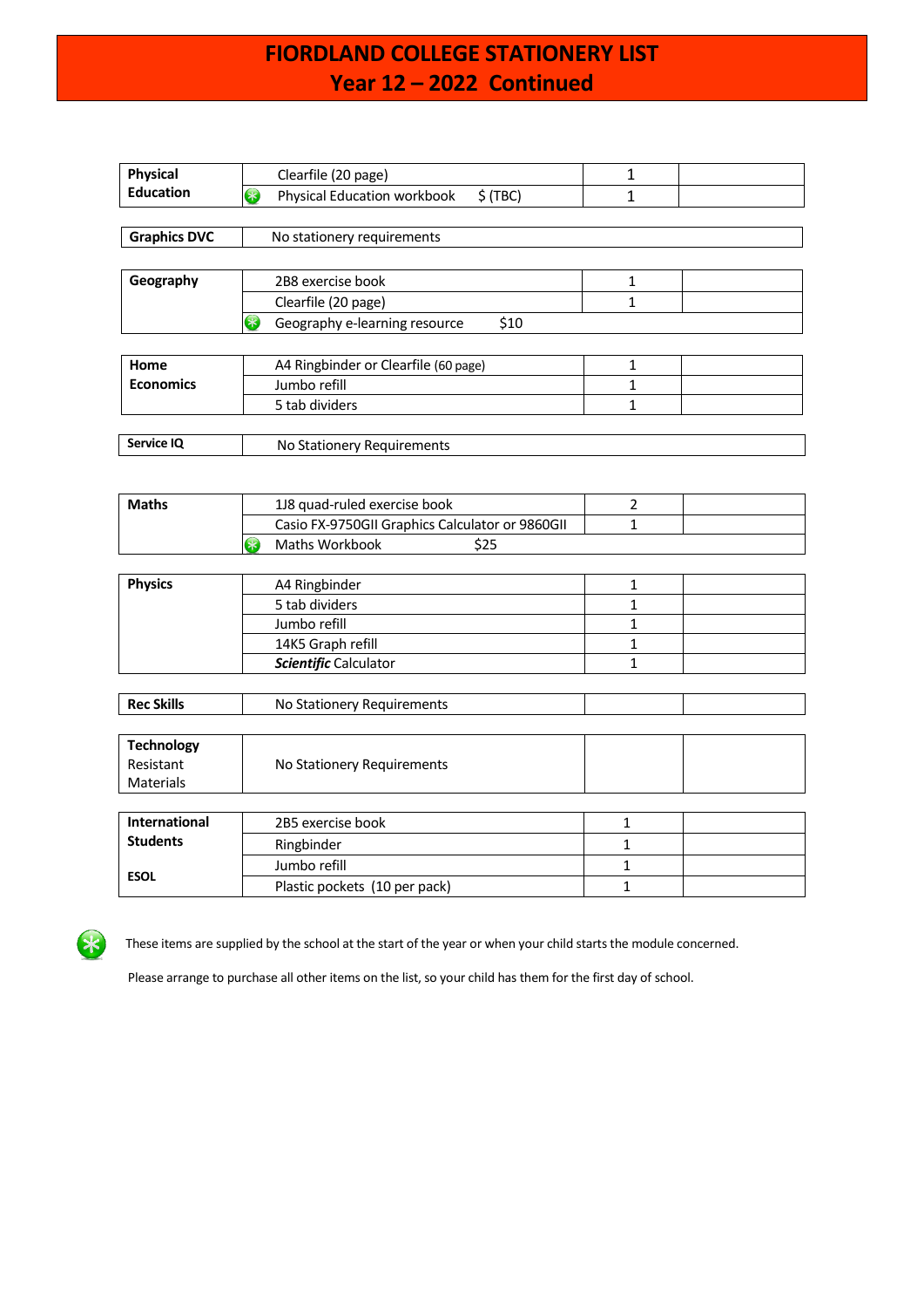# FIORDLAND COLLEGE STATIONERY LIST
## Year 12 – 2022 Continued

| | | | |
|---|---|---|---|
| **Physical Education** | Clearfile (20 page) | 1 | |
| | ✳ Physical Education workbook $ (TBC) | 1 | |

| | |
|---|---|
| **Graphics DVC** | No stationery requirements |

| | | | |
|---|---|---|---|
| **Geography** | 2B8 exercise book | 1 | |
| | Clearfile (20 page) | 1 | |
| | ✳ Geography e-learning resource $10 | | |

| | | | |
|---|---|---|---|
| **Home Economics** | A4 Ringbinder or Clearfile (60 page) | 1 | |
| | Jumbo refill | 1 | |
| | 5 tab dividers | 1 | |

| | |
|---|---|
| **Service IQ** | No Stationery Requirements |

| | | | |
|---|---|---|---|
| **Maths** | 1J8 quad-ruled exercise book | 2 | |
| | Casio FX-9750GII Graphics Calculator or 9860GII | 1 | |
| | ✳ Maths Workbook $25 | | |

| | | | |
|---|---|---|---|
| **Physics** | A4 Ringbinder | 1 | |
| | 5 tab dividers | 1 | |
| | Jumbo refill | 1 | |
| | 14K5 Graph refill | 1 | |
| | ***Scientific*** Calculator | 1 | |

| | | | |
|---|---|---|---|
| **Rec Skills** | No Stationery Requirements | | |

| | | | |
|---|---|---|---|
| **Technology** Resistant Materials | No Stationery Requirements | | |

| | | | |
|---|---|---|---|
| **International Students** | 2B5 exercise book | 1 | |
| | Ringbinder | 1 | |
| **ESOL** | Jumbo refill | 1 | |
| | Plastic pockets (10 per pack) | 1 | |

✳ These items are supplied by the school at the start of the year or when your child starts the module concerned.

Please arrange to purchase all other items on the list, so your child has them for the first day of school.